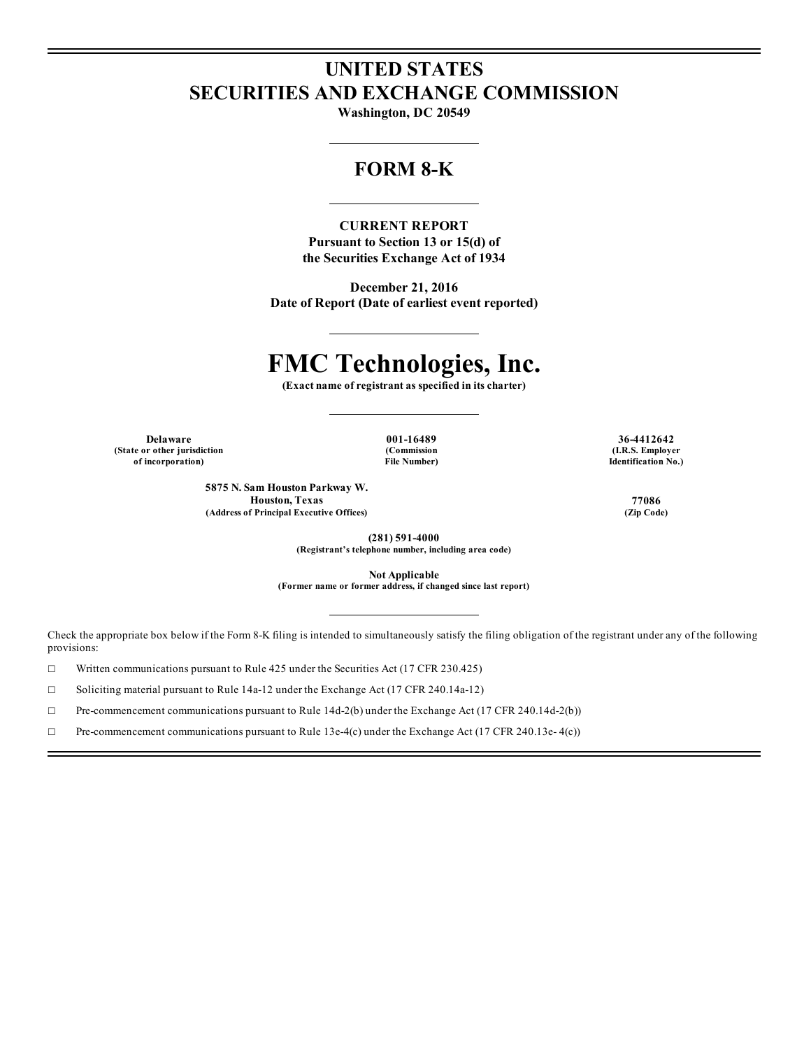# UNITED STATES
# SECURITIES AND EXCHANGE COMMISSION

**Washington, DC 20549**

## FORM 8-K

**CURRENT REPORT**
**Pursuant to Section 13 or 15(d) of**
**the Securities Exchange Act of 1934**

**December 21, 2016**
**Date of Report (Date of earliest event reported)**

# FMC Technologies, Inc.

**(Exact name of registrant as specified in its charter)**

| Delaware | 001-16489 | 36-4412642 |
|---|---|---|
| (State or other jurisdiction of incorporation) | (Commission File Number) | (I.R.S. Employer Identification No.) |

| 5875 N. Sam Houston Parkway W. Houston, Texas | 77086 |
|---|---|
| (Address of Principal Executive Offices) | (Zip Code) |

**(281) 591-4000**
**(Registrant's telephone number, including area code)**

**Not Applicable**
**(Former name or former address, if changed since last report)**

Check the appropriate box below if the Form 8-K filing is intended to simultaneously satisfy the filing obligation of the registrant under any of the following provisions:

☐ Written communications pursuant to Rule 425 under the Securities Act (17 CFR 230.425)

☐ Soliciting material pursuant to Rule 14a-12 under the Exchange Act (17 CFR 240.14a-12)

☐ Pre-commencement communications pursuant to Rule 14d-2(b) under the Exchange Act (17 CFR 240.14d-2(b))

☐ Pre-commencement communications pursuant to Rule 13e-4(c) under the Exchange Act (17 CFR 240.13e- 4(c))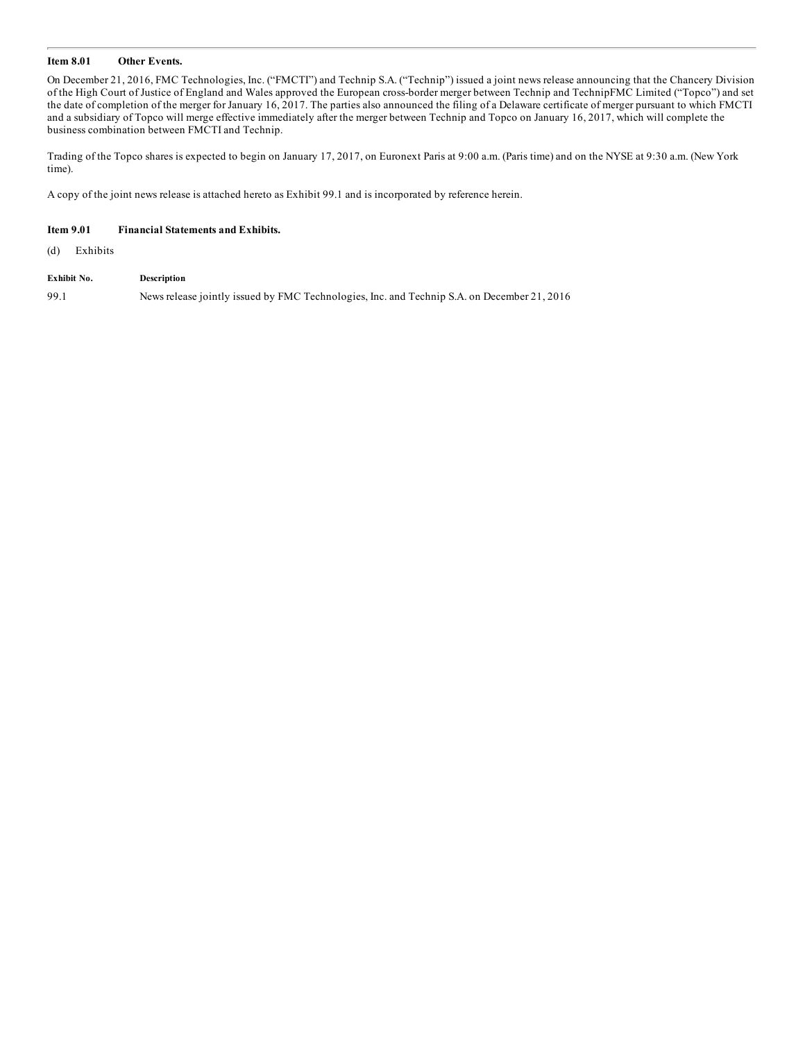### Item 8.01 Other Events.

On December 21, 2016, FMC Technologies, Inc. ("FMCTI") and Technip S.A. ("Technip") issued a joint news release announcing that the Chancery Division of the High Court of Justice of England and Wales approved the European cross-border merger between Technip and TechnipFMC Limited ("Topco") and set the date of completion of the merger for January 16, 2017. The parties also announced the filing of a Delaware certificate of merger pursuant to which FMCTI and a subsidiary of Topco will merge effective immediately after the merger between Technip and Topco on January 16, 2017, which will complete the business combination between FMCTI and Technip.

Trading of the Topco shares is expected to begin on January 17, 2017, on Euronext Paris at 9:00 a.m. (Paris time) and on the NYSE at 9:30 a.m. (New York time).

A copy of the joint news release is attached hereto as Exhibit 99.1 and is incorporated by reference herein.

### Item 9.01 Financial Statements and Exhibits.

(d) Exhibits

| Exhibit No. | Description |
| --- | --- |
| 99.1 | News release jointly issued by FMC Technologies, Inc. and Technip S.A. on December 21, 2016 |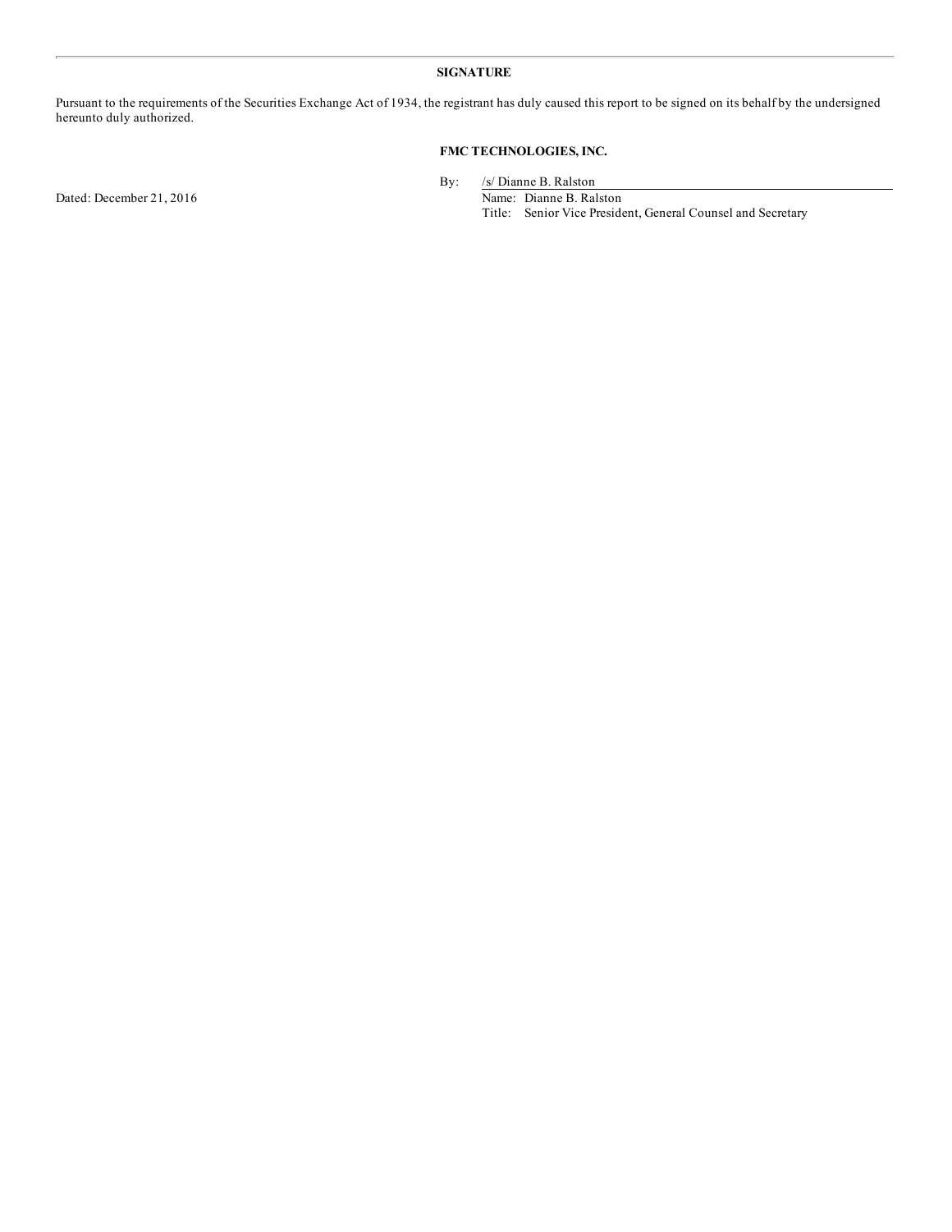## SIGNATURE

Pursuant to the requirements of the Securities Exchange Act of 1934, the registrant has duly caused this report to be signed on its behalf by the undersigned hereunto duly authorized.

**FMC TECHNOLOGIES, INC.**

| | |
|---|---|
| | By: /s/ Dianne B. Ralston |
| Dated: December 21, 2016 | Name: Dianne B. Ralston |
| | Title: Senior Vice President, General Counsel and Secretary |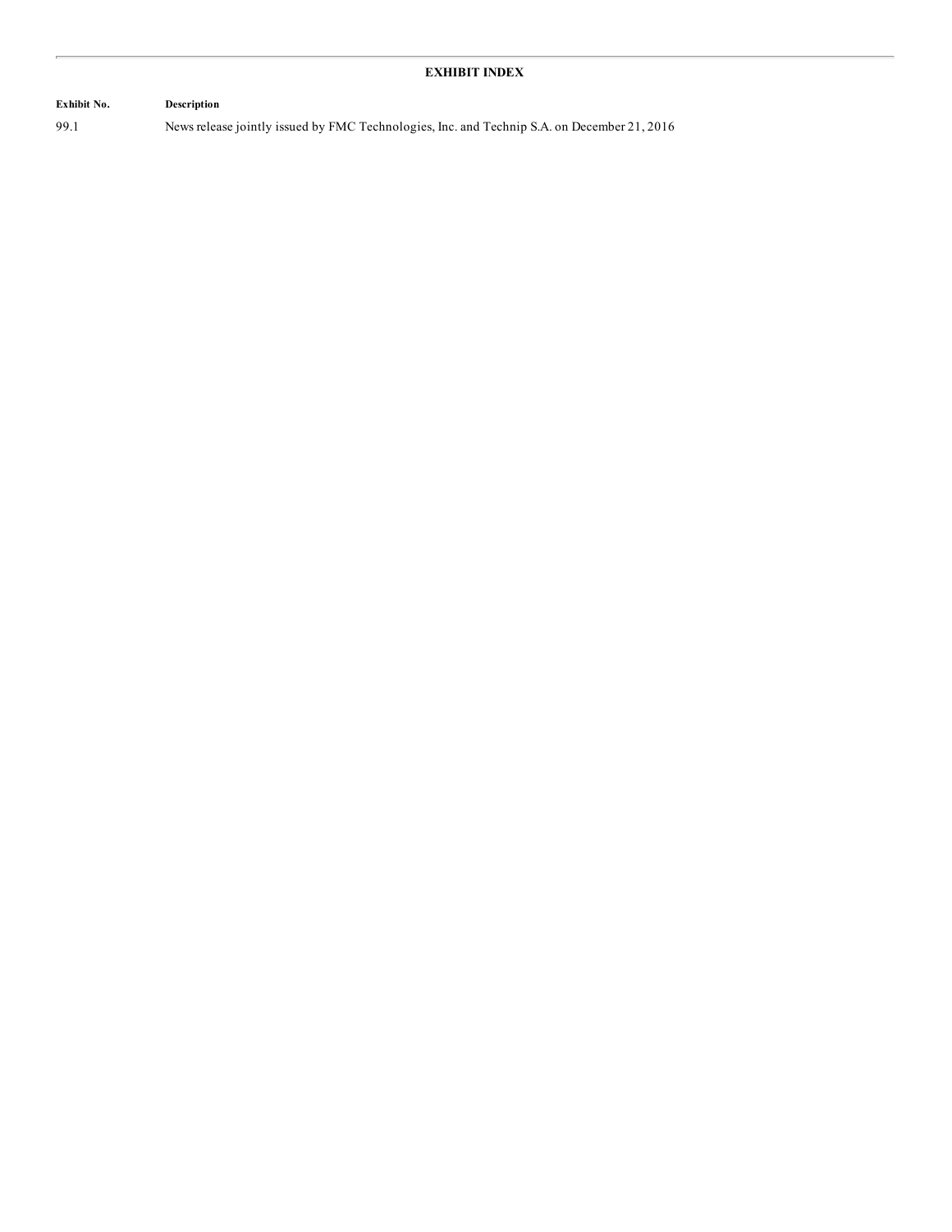## EXHIBIT INDEX

| Exhibit No. | Description |
| --- | --- |
| 99.1 | News release jointly issued by FMC Technologies, Inc. and Technip S.A. on December 21, 2016 |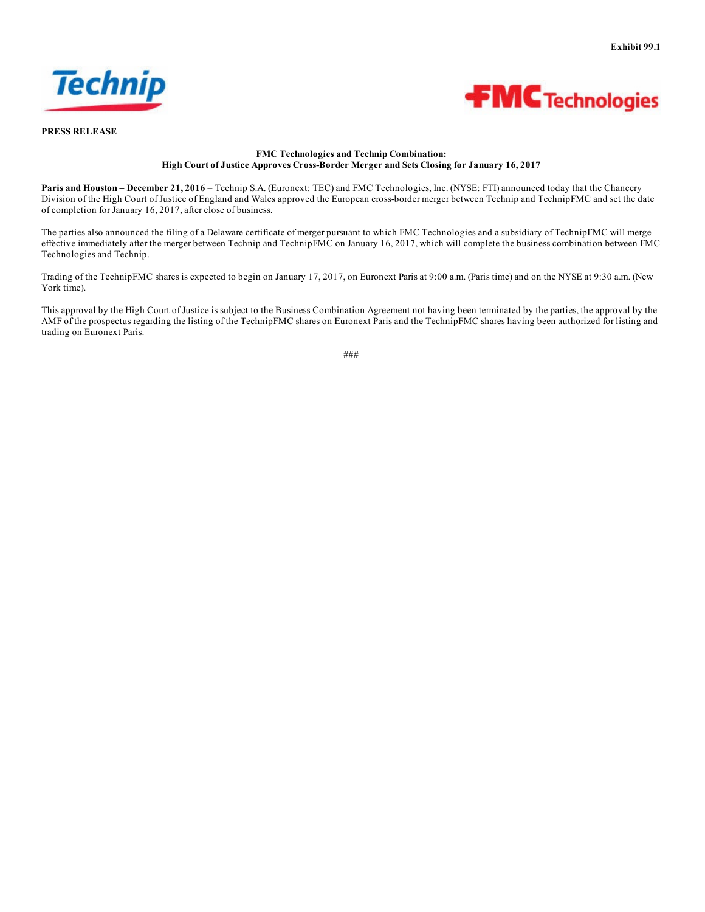Exhibit 99.1

**PRESS RELEASE**

**FMC Technologies and Technip Combination:**
**High Court of Justice Approves Cross-Border Merger and Sets Closing for January 16, 2017**

**Paris and Houston – December 21, 2016** – Technip S.A. (Euronext: TEC) and FMC Technologies, Inc. (NYSE: FTI) announced today that the Chancery Division of the High Court of Justice of England and Wales approved the European cross-border merger between Technip and TechnipFMC and set the date of completion for January 16, 2017, after close of business.

The parties also announced the filing of a Delaware certificate of merger pursuant to which FMC Technologies and a subsidiary of TechnipFMC will merge effective immediately after the merger between Technip and TechnipFMC on January 16, 2017, which will complete the business combination between FMC Technologies and Technip.

Trading of the TechnipFMC shares is expected to begin on January 17, 2017, on Euronext Paris at 9:00 a.m. (Paris time) and on the NYSE at 9:30 a.m. (New York time).

This approval by the High Court of Justice is subject to the Business Combination Agreement not having been terminated by the parties, the approval by the AMF of the prospectus regarding the listing of the TechnipFMC shares on Euronext Paris and the TechnipFMC shares having been authorized for listing and trading on Euronext Paris.

###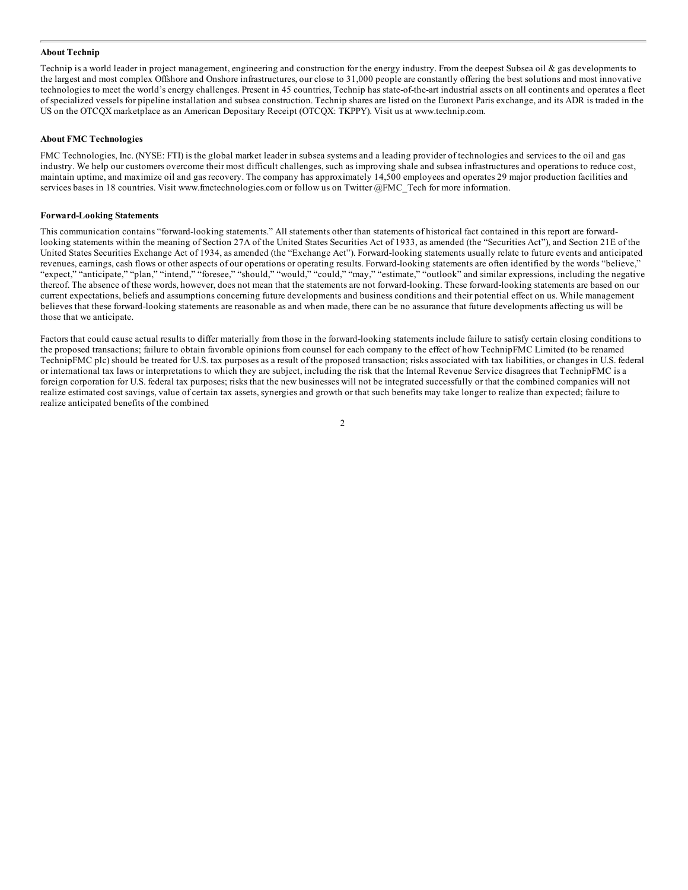**About Technip**

Technip is a world leader in project management, engineering and construction for the energy industry. From the deepest Subsea oil & gas developments to the largest and most complex Offshore and Onshore infrastructures, our close to 31,000 people are constantly offering the best solutions and most innovative technologies to meet the world's energy challenges. Present in 45 countries, Technip has state-of-the-art industrial assets on all continents and operates a fleet of specialized vessels for pipeline installation and subsea construction. Technip shares are listed on the Euronext Paris exchange, and its ADR is traded in the US on the OTCQX marketplace as an American Depositary Receipt (OTCQX: TKPPY). Visit us at www.technip.com.

**About FMC Technologies**

FMC Technologies, Inc. (NYSE: FTI) is the global market leader in subsea systems and a leading provider of technologies and services to the oil and gas industry. We help our customers overcome their most difficult challenges, such as improving shale and subsea infrastructures and operations to reduce cost, maintain uptime, and maximize oil and gas recovery. The company has approximately 14,500 employees and operates 29 major production facilities and services bases in 18 countries. Visit www.fmctechnologies.com or follow us on Twitter @FMC_Tech for more information.

**Forward-Looking Statements**

This communication contains "forward-looking statements." All statements other than statements of historical fact contained in this report are forward-looking statements within the meaning of Section 27A of the United States Securities Act of 1933, as amended (the "Securities Act"), and Section 21E of the United States Securities Exchange Act of 1934, as amended (the "Exchange Act"). Forward-looking statements usually relate to future events and anticipated revenues, earnings, cash flows or other aspects of our operations or operating results. Forward-looking statements are often identified by the words "believe," "expect," "anticipate," "plan," "intend," "foresee," "should," "would," "could," "may," "estimate," "outlook" and similar expressions, including the negative thereof. The absence of these words, however, does not mean that the statements are not forward-looking. These forward-looking statements are based on our current expectations, beliefs and assumptions concerning future developments and business conditions and their potential effect on us. While management believes that these forward-looking statements are reasonable as and when made, there can be no assurance that future developments affecting us will be those that we anticipate.

Factors that could cause actual results to differ materially from those in the forward-looking statements include failure to satisfy certain closing conditions to the proposed transactions; failure to obtain favorable opinions from counsel for each company to the effect of how TechnipFMC Limited (to be renamed TechnipFMC plc) should be treated for U.S. tax purposes as a result of the proposed transaction; risks associated with tax liabilities, or changes in U.S. federal or international tax laws or interpretations to which they are subject, including the risk that the Internal Revenue Service disagrees that TechnipFMC is a foreign corporation for U.S. federal tax purposes; risks that the new businesses will not be integrated successfully or that the combined companies will not realize estimated cost savings, value of certain tax assets, synergies and growth or that such benefits may take longer to realize than expected; failure to realize anticipated benefits of the combined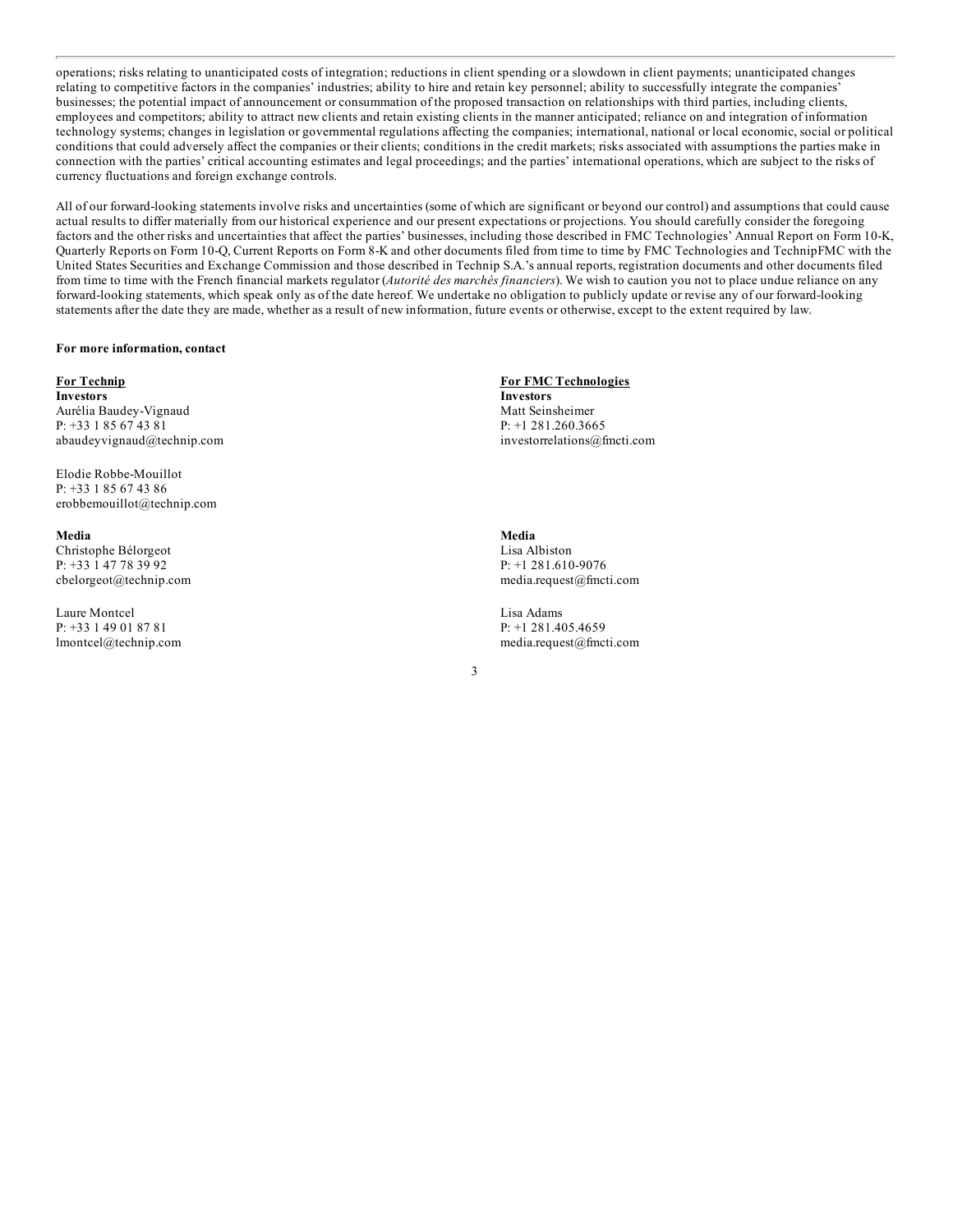operations; risks relating to unanticipated costs of integration; reductions in client spending or a slowdown in client payments; unanticipated changes relating to competitive factors in the companies' industries; ability to hire and retain key personnel; ability to successfully integrate the companies' businesses; the potential impact of announcement or consummation of the proposed transaction on relationships with third parties, including clients, employees and competitors; ability to attract new clients and retain existing clients in the manner anticipated; reliance on and integration of information technology systems; changes in legislation or governmental regulations affecting the companies; international, national or local economic, social or political conditions that could adversely affect the companies or their clients; conditions in the credit markets; risks associated with assumptions the parties make in connection with the parties' critical accounting estimates and legal proceedings; and the parties' international operations, which are subject to the risks of currency fluctuations and foreign exchange controls.

All of our forward-looking statements involve risks and uncertainties (some of which are significant or beyond our control) and assumptions that could cause actual results to differ materially from our historical experience and our present expectations or projections. You should carefully consider the foregoing factors and the other risks and uncertainties that affect the parties' businesses, including those described in FMC Technologies' Annual Report on Form 10-K, Quarterly Reports on Form 10-Q, Current Reports on Form 8-K and other documents filed from time to time by FMC Technologies and TechnipFMC with the United States Securities and Exchange Commission and those described in Technip S.A.'s annual reports, registration documents and other documents filed from time to time with the French financial markets regulator (*Autorité des marchés financiers*). We wish to caution you not to place undue reliance on any forward-looking statements, which speak only as of the date hereof. We undertake no obligation to publicly update or revise any of our forward-looking statements after the date they are made, whether as a result of new information, future events or otherwise, except to the extent required by law.

**For more information, contact**

**For Technip**

**Investors**
Aurélia Baudey-Vignaud
P: +33 1 85 67 43 81
abaudeyvignaud@technip.com

Elodie Robbe-Mouillot
P: +33 1 85 67 43 86
erobbemouillot@technip.com

**Media**
Christophe Bélorgeot
P: +33 1 47 78 39 92
cbelorgeot@technip.com

Laure Montcel
P: +33 1 49 01 87 81
lmontcel@technip.com

**For FMC Technologies**

**Investors**
Matt Seinsheimer
P: +1 281.260.3665
investorrelations@fmcti.com

**Media**
Lisa Albiston
P: +1 281.610-9076
media.request@fmcti.com

Lisa Adams
P: +1 281.405.4659
media.request@fmcti.com